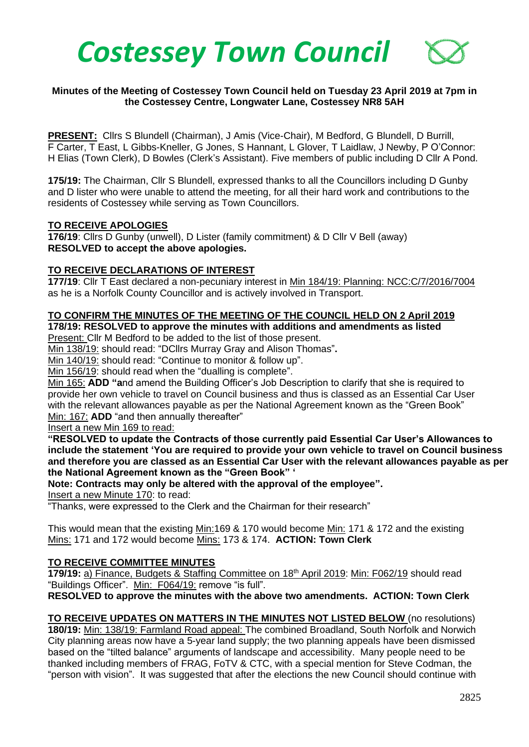# *Costessey Town Council*

**Minutes of the Meeting of Costessey Town Council held on Tuesday 23 April 2019 at 7pm in the Costessey Centre, Longwater Lane, Costessey NR8 5AH**

**PRESENT:** Cllrs S Blundell (Chairman), J Amis (Vice-Chair), M Bedford, G Blundell, D Burrill, F Carter, T East, L Gibbs-Kneller, G Jones, S Hannant, L Glover, T Laidlaw, J Newby, P O'Connor: H Elias (Town Clerk), D Bowles (Clerk's Assistant). Five members of public including D Cllr A Pond.

**175/19:** The Chairman, Cllr S Blundell, expressed thanks to all the Councillors including D Gunby and D lister who were unable to attend the meeting, for all their hard work and contributions to the residents of Costessey while serving as Town Councillors.

**TO RECEIVE APOLOGIES**

**176/19**: Cllrs D Gunby (unwell), D Lister (family commitment) & D Cllr V Bell (away)
**RESOLVED to accept the above apologies.**

**TO RECEIVE DECLARATIONS OF INTEREST**

**177/19**: Cllr T East declared a non-pecuniary interest in Min 184/19: Planning: NCC:C/7/2016/7004 as he is a Norfolk County Councillor and is actively involved in Transport.

**TO CONFIRM THE MINUTES OF THE MEETING OF THE COUNCIL HELD ON 2 April 2019**

**178/19: RESOLVED to approve the minutes with additions and amendments as listed**
Present: Cllr M Bedford to be added to the list of those present.
Min 138/19: should read: "DCllrs Murray Gray and Alison Thomas"**.**
Min 140/19: should read: "Continue to monitor & follow up".
Min 156/19: should read when the "dualling is complete".
Min 165: **ADD "a**nd amend the Building Officer's Job Description to clarify that she is required to provide her own vehicle to travel on Council business and thus is classed as an Essential Car User with the relevant allowances payable as per the National Agreement known as the "Green Book"
Min: 167: **ADD** "and then annually thereafter"
Insert a new Min 169 to read:
**"RESOLVED to update the Contracts of those currently paid Essential Car User's Allowances to include the statement 'You are required to provide your own vehicle to travel on Council business and therefore you are classed as an Essential Car User with the relevant allowances payable as per the National Agreement known as the "Green Book" '**
**Note: Contracts may only be altered with the approval of the employee".**
Insert a new Minute 170: to read:
"Thanks, were expressed to the Clerk and the Chairman for their research"

This would mean that the existing Min:169 & 170 would become Min: 171 & 172 and the existing Mins: 171 and 172 would become Mins: 173 & 174. **ACTION: Town Clerk**

**TO RECEIVE COMMITTEE MINUTES**

**179/19:** a) Finance, Budgets & Staffing Committee on 18th April 2019: Min: F062/19 should read "Buildings Officer". Min: F064/19: remove "is full".
**RESOLVED to approve the minutes with the above two amendments. ACTION: Town Clerk**

**TO RECEIVE UPDATES ON MATTERS IN THE MINUTES NOT LISTED BELOW** (no resolutions)

**180/19:** Min: 138/19: Farmland Road appeal: The combined Broadland, South Norfolk and Norwich City planning areas now have a 5-year land supply; the two planning appeals have been dismissed based on the "tilted balance" arguments of landscape and accessibility. Many people need to be thanked including members of FRAG, FoTV & CTC, with a special mention for Steve Codman, the "person with vision". It was suggested that after the elections the new Council should continue with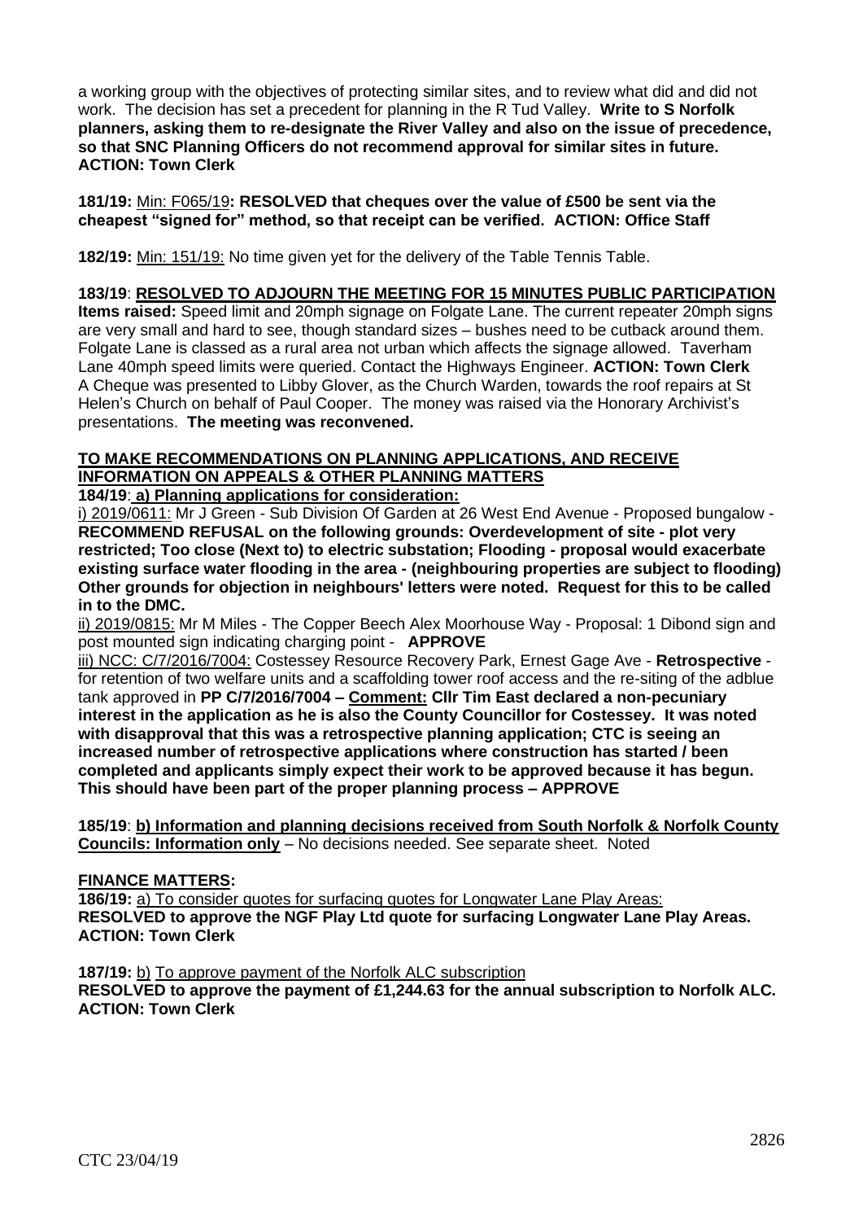a working group with the objectives of protecting similar sites, and to review what did and did not work. The decision has set a precedent for planning in the R Tud Valley. **Write to S Norfolk planners, asking them to re-designate the River Valley and also on the issue of precedence, so that SNC Planning Officers do not recommend approval for similar sites in future. ACTION: Town Clerk**

**181/19:** Min: F065/19**: RESOLVED that cheques over the value of £500 be sent via the cheapest "signed for" method, so that receipt can be verified. ACTION: Office Staff**

**182/19:** Min: 151/19: No time given yet for the delivery of the Table Tennis Table.

**183/19**: **RESOLVED TO ADJOURN THE MEETING FOR 15 MINUTES PUBLIC PARTICIPATION**
**Items raised:** Speed limit and 20mph signage on Folgate Lane. The current repeater 20mph signs are very small and hard to see, though standard sizes – bushes need to be cutback around them. Folgate Lane is classed as a rural area not urban which affects the signage allowed. Taverham Lane 40mph speed limits were queried. Contact the Highways Engineer. **ACTION: Town Clerk**
A Cheque was presented to Libby Glover, as the Church Warden, towards the roof repairs at St Helen's Church on behalf of Paul Cooper. The money was raised via the Honorary Archivist's presentations. **The meeting was reconvened.**

**TO MAKE RECOMMENDATIONS ON PLANNING APPLICATIONS, AND RECEIVE INFORMATION ON APPEALS & OTHER PLANNING MATTERS**

**184/19**: **a) Planning applications for consideration:**

i) 2019/0611: Mr J Green - Sub Division Of Garden at 26 West End Avenue - Proposed bungalow - **RECOMMEND REFUSAL on the following grounds: Overdevelopment of site - plot very restricted; Too close (Next to) to electric substation; Flooding - proposal would exacerbate existing surface water flooding in the area - (neighbouring properties are subject to flooding) Other grounds for objection in neighbours' letters were noted. Request for this to be called in to the DMC.**

ii) 2019/0815: Mr M Miles - The Copper Beech Alex Moorhouse Way - Proposal: 1 Dibond sign and post mounted sign indicating charging point - **APPROVE**

iii) NCC: C/7/2016/7004: Costessey Resource Recovery Park, Ernest Gage Ave - **Retrospective** - for retention of two welfare units and a scaffolding tower roof access and the re-siting of the adblue tank approved in **PP C/7/2016/7004 – Comment: Cllr Tim East declared a non-pecuniary interest in the application as he is also the County Councillor for Costessey. It was noted with disapproval that this was a retrospective planning application; CTC is seeing an increased number of retrospective applications where construction has started / been completed and applicants simply expect their work to be approved because it has begun. This should have been part of the proper planning process – APPROVE**

**185/19**: **b) Information and planning decisions received from South Norfolk & Norfolk County Councils: Information only** – No decisions needed. See separate sheet. Noted

**FINANCE MATTERS:**

**186/19:** a) To consider quotes for surfacing quotes for Longwater Lane Play Areas:
**RESOLVED to approve the NGF Play Ltd quote for surfacing Longwater Lane Play Areas. ACTION: Town Clerk**

**187/19:** b) To approve payment of the Norfolk ALC subscription
**RESOLVED to approve the payment of £1,244.63 for the annual subscription to Norfolk ALC. ACTION: Town Clerk**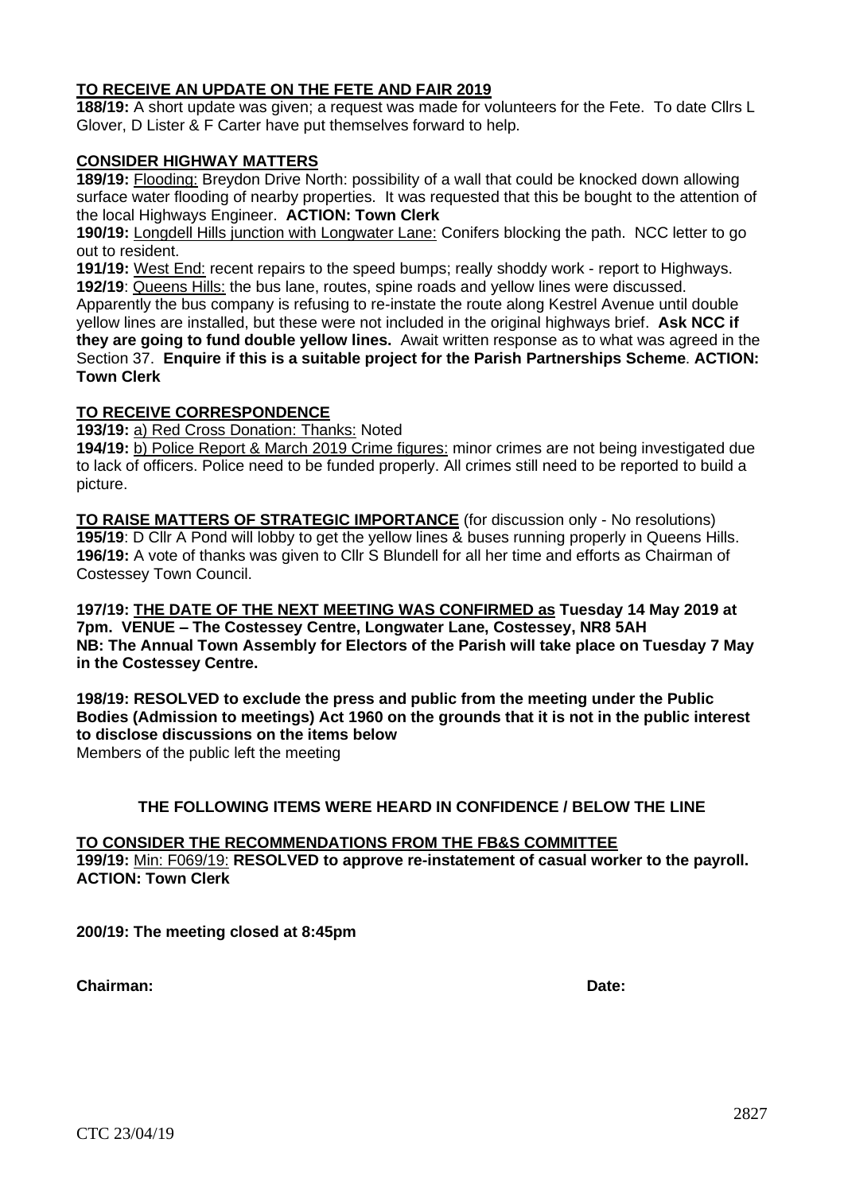**TO RECEIVE AN UPDATE ON THE FETE AND FAIR 2019**

**188/19:** A short update was given; a request was made for volunteers for the Fete. To date Cllrs L Glover, D Lister & F Carter have put themselves forward to help.

**CONSIDER HIGHWAY MATTERS**

**189/19:** Flooding: Breydon Drive North: possibility of a wall that could be knocked down allowing surface water flooding of nearby properties. It was requested that this be bought to the attention of the local Highways Engineer. **ACTION: Town Clerk**

**190/19:** Longdell Hills junction with Longwater Lane: Conifers blocking the path. NCC letter to go out to resident.

**191/19:** West End: recent repairs to the speed bumps; really shoddy work - report to Highways.

**192/19**: Queens Hills: the bus lane, routes, spine roads and yellow lines were discussed. Apparently the bus company is refusing to re-instate the route along Kestrel Avenue until double yellow lines are installed, but these were not included in the original highways brief. **Ask NCC if they are going to fund double yellow lines.** Await written response as to what was agreed in the Section 37. **Enquire if this is a suitable project for the Parish Partnerships Scheme**. **ACTION: Town Clerk**

**TO RECEIVE CORRESPONDENCE**

**193/19:** a) Red Cross Donation: Thanks: Noted

**194/19:** b) Police Report & March 2019 Crime figures: minor crimes are not being investigated due to lack of officers. Police need to be funded properly. All crimes still need to be reported to build a picture.

**TO RAISE MATTERS OF STRATEGIC IMPORTANCE** (for discussion only - No resolutions)

**195/19**: D Cllr A Pond will lobby to get the yellow lines & buses running properly in Queens Hills.

**196/19:** A vote of thanks was given to Cllr S Blundell for all her time and efforts as Chairman of Costessey Town Council.

**197/19: THE DATE OF THE NEXT MEETING WAS CONFIRMED as Tuesday 14 May 2019 at 7pm. VENUE – The Costessey Centre, Longwater Lane, Costessey, NR8 5AH**
**NB: The Annual Town Assembly for Electors of the Parish will take place on Tuesday 7 May in the Costessey Centre.**

**198/19: RESOLVED to exclude the press and public from the meeting under the Public Bodies (Admission to meetings) Act 1960 on the grounds that it is not in the public interest to disclose discussions on the items below**
Members of the public left the meeting

**THE FOLLOWING ITEMS WERE HEARD IN CONFIDENCE / BELOW THE LINE**

**TO CONSIDER THE RECOMMENDATIONS FROM THE FB&S COMMITTEE**

**199/19:** Min: F069/19: **RESOLVED to approve re-instatement of casual worker to the payroll. ACTION: Town Clerk**

**200/19: The meeting closed at 8:45pm**

**Chairman:** **Date:**